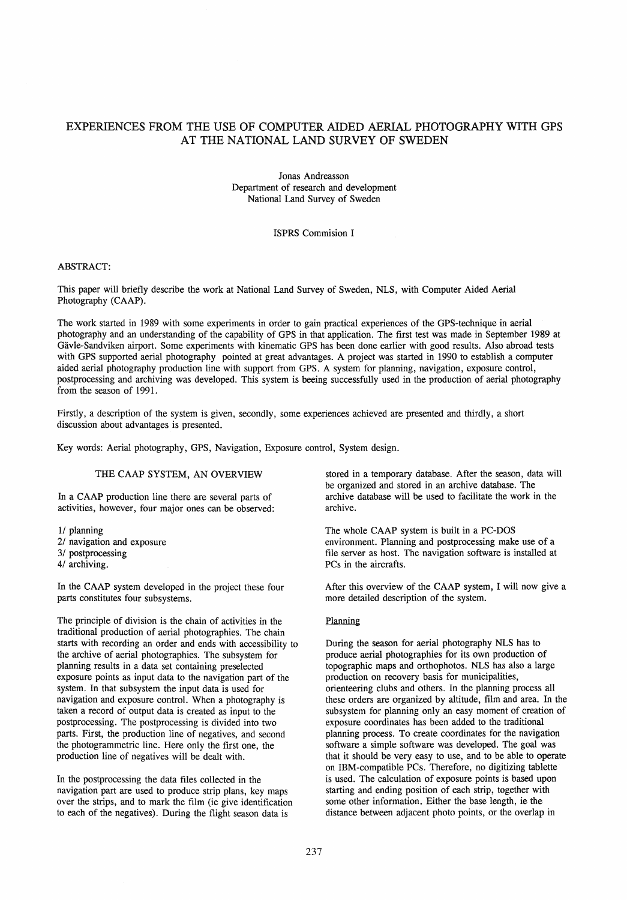# EXPERIENCES FROM THE USE OF COMPUTER AIDED AERIAL PHOTOGRAPHY WITH GPS AT THE NATIONAL LAND SURVEY OF SWEDEN

Jonas Andreasson
Department of research and development
National Land Survey of Sweden

ISPRS Commision I

ABSTRACT:

This paper will briefly describe the work at National Land Survey of Sweden, NLS, with Computer Aided Aerial Photography (CAAP).

The work started in 1989 with some experiments in order to gain practical experiences of the GPS-technique in aerial photography and an understanding of the capability of GPS in that application. The first test was made in September 1989 at Gävle-Sandviken airport. Some experiments with kinematic GPS has been done earlier with good results. Also abroad tests with GPS supported aerial photography pointed at great advantages. A project was started in 1990 to establish a computer aided aerial photography production line with support from GPS. A system for planning, navigation, exposure control, postprocessing and archiving was developed. This system is beeing successfully used in the production of aerial photography from the season of 1991.

Firstly, a description of the system is given, secondly, some experiences achieved are presented and thirdly, a short discussion about advantages is presented.

Key words: Aerial photography, GPS, Navigation, Exposure control, System design.

## THE CAAP SYSTEM, AN OVERVIEW

In a CAAP production line there are several parts of activities, however, four major ones can be observed:

1/ planning
2/ navigation and exposure
3/ postprocessing
4/ archiving.

In the CAAP system developed in the project these four parts constitutes four subsystems.

The principle of division is the chain of activities in the traditional production of aerial photographies. The chain starts with recording an order and ends with accessibility to the archive of aerial photographies. The subsystem for planning results in a data set containing preselected exposure points as input data to the navigation part of the system. In that subsystem the input data is used for navigation and exposure control. When a photography is taken a record of output data is created as input to the postprocessing. The postprocessing is divided into two parts. First, the production line of negatives, and second the photogrammetric line. Here only the first one, the production line of negatives will be dealt with.

In the postprocessing the data files collected in the navigation part are used to produce strip plans, key maps over the strips, and to mark the film (ie give identification to each of the negatives). During the flight season data is stored in a temporary database. After the season, data will be organized and stored in an archive database. The archive database will be used to facilitate the work in the archive.

The whole CAAP system is built in a PC-DOS environment. Planning and postprocessing make use of a file server as host. The navigation software is installed at PCs in the aircrafts.

After this overview of the CAAP system, I will now give a more detailed description of the system.

### Planning

During the season for aerial photography NLS has to produce aerial photographies for its own production of topographic maps and orthophotos. NLS has also a large production on recovery basis for municipalities, orienteering clubs and others. In the planning process all these orders are organized by altitude, film and area. In the subsystem for planning only an easy moment of creation of exposure coordinates has been added to the traditional planning process. To create coordinates for the navigation software a simple software was developed. The goal was that it should be very easy to use, and to be able to operate on IBM-compatible PCs. Therefore, no digitizing tablette is used. The calculation of exposure points is based upon starting and ending position of each strip, together with some other information. Either the base length, ie the distance between adjacent photo points, or the overlap in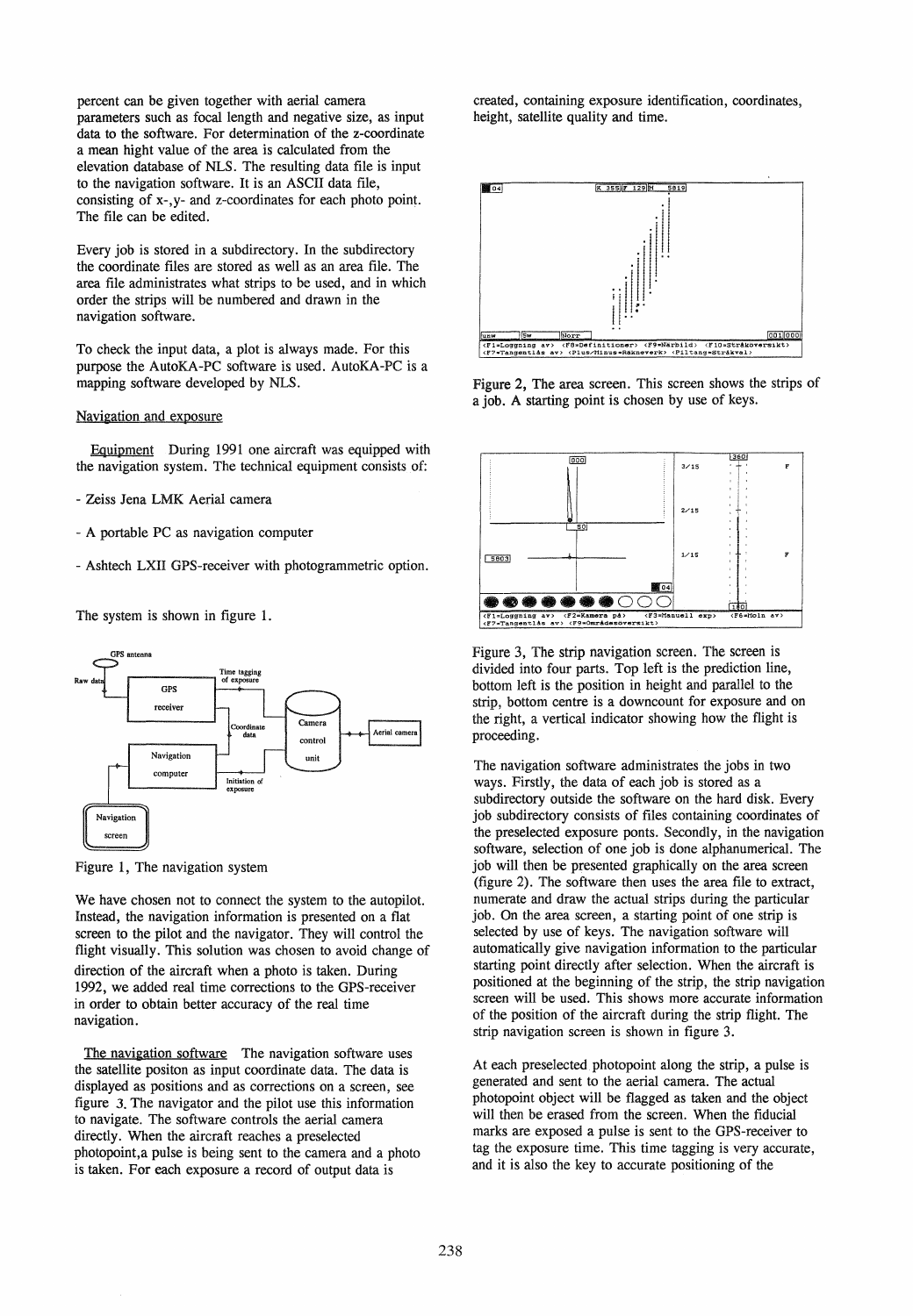percent can be given together with aerial camera parameters such as focal length and negative size, as input data to the software. For determination of the z-coordinate a mean hight value of the area is calculated from the elevation database of NLS. The resulting data file is input to the navigation software. It is an ASCII data file, consisting of x-,y- and z-coordinates for each photo point. The file can be edited.

Every job is stored in a subdirectory. In the subdirectory the coordinate files are stored as well as an area file. The area file administrates what strips to be used, and in which order the strips will be numbered and drawn in the navigation software.

To check the input data, a plot is always made. For this purpose the AutoKA-PC software is used. AutoKA-PC is a mapping software developed by NLS.

## Navigation and exposure

Equipment During 1991 one aircraft was equipped with the navigation system. The technical equipment consists of:

- Zeiss Jena LMK Aerial camera
- A portable PC as navigation computer
- Ashtech LXII GPS-receiver with photogrammetric option.

The system is shown in figure 1.

Figure 1, The navigation system

We have chosen not to connect the system to the autopilot. Instead, the navigation information is presented on a flat screen to the pilot and the navigator. They will control the flight visually. This solution was chosen to avoid change of direction of the aircraft when a photo is taken. During 1992, we added real time corrections to the GPS-receiver in order to obtain better accuracy of the real time navigation.

The navigation software The navigation software uses the satellite positon as input coordinate data. The data is displayed as positions and as corrections on a screen, see figure 3. The navigator and the pilot use this information to navigate. The software controls the aerial camera directly. When the aircraft reaches a preselected photopoint,a pulse is being sent to the camera and a photo is taken. For each exposure a record of output data is created, containing exposure identification, coordinates, height, satellite quality and time.

Figure 2, The area screen. This screen shows the strips of a job. A starting point is chosen by use of keys.

Figure 3, The strip navigation screen. The screen is divided into four parts. Top left is the prediction line, bottom left is the position in height and parallel to the strip, bottom centre is a downcount for exposure and on the right, a vertical indicator showing how the flight is proceeding.

The navigation software administrates the jobs in two ways. Firstly, the data of each job is stored as a subdirectory outside the software on the hard disk. Every job subdirectory consists of files containing coordinates of the preselected exposure ponts. Secondly, in the navigation software, selection of one job is done alphanumerical. The job will then be presented graphically on the area screen (figure 2). The software then uses the area file to extract, numerate and draw the actual strips during the particular job. On the area screen, a starting point of one strip is selected by use of keys. The navigation software will automatically give navigation information to the particular starting point directly after selection. When the aircraft is positioned at the beginning of the strip, the strip navigation screen will be used. This shows more accurate information of the position of the aircraft during the strip flight. The strip navigation screen is shown in figure 3.

At each preselected photopoint along the strip, a pulse is generated and sent to the aerial camera. The actual photopoint object will be flagged as taken and the object will then be erased from the screen. When the fiducial marks are exposed a pulse is sent to the GPS-receiver to tag the exposure time. This time tagging is very accurate, and it is also the key to accurate positioning of the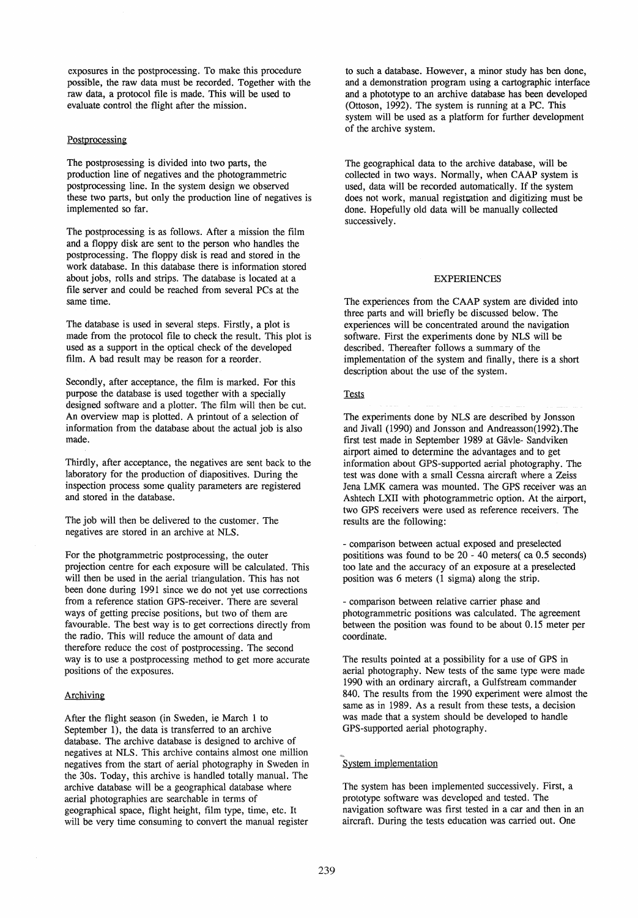exposures in the postprocessing. To make this procedure possible, the raw data must be recorded. Together with the raw data, a protocol file is made. This will be used to evaluate control the flight after the mission.

### Postprocessing

The postprosessing is divided into two parts, the production line of negatives and the photogrammetric postprocessing line. In the system design we observed these two parts, but only the production line of negatives is implemented so far.

The postprocessing is as follows. After a mission the film and a floppy disk are sent to the person who handles the postprocessing. The floppy disk is read and stored in the work database. In this database there is information stored about jobs, rolls and strips. The database is located at a file server and could be reached from several PCs at the same time.

The database is used in several steps. Firstly, a plot is made from the protocol file to check the result. This plot is used as a support in the optical check of the developed film. A bad result may be reason for a reorder.

Secondly, after acceptance, the film is marked. For this purpose the database is used together with a specially designed software and a plotter. The film will then be cut. An overview map is plotted. A printout of a selection of information from the database about the actual job is also made.

Thirdly, after acceptance, the negatives are sent back to the laboratory for the production of diapositives. During the inspection process some quality parameters are registered and stored in the database.

The job will then be delivered to the customer. The negatives are stored in an archive at NLS.

For the photgrammetric postprocessing, the outer projection centre for each exposure will be calculated. This will then be used in the aerial triangulation. This has not been done during 1991 since we do not yet use corrections from a reference station GPS-receiver. There are several ways of getting precise positions, but two of them are favourable. The best way is to get corrections directly from the radio. This will reduce the amount of data and therefore reduce the cost of postprocessing. The second way is to use a postprocessing method to get more accurate positions of the exposures.

### Archiving

After the flight season (in Sweden, ie March 1 to September 1), the data is transferred to an archive database. The archive database is designed to archive of negatives at NLS. This archive contains almost one million negatives from the start of aerial photography in Sweden in the 30s. Today, this archive is handled totally manual. The archive database will be a geographical database where aerial photographies are searchable in terms of geographical space, flight height, film type, time, etc. It will be very time consuming to convert the manual register to such a database. However, a minor study has ben done, and a demonstration program using a cartographic interface and a phototype to an archive database has been developed (Ottoson, 1992). The system is running at a PC. This system will be used as a platform for further development of the archive system.

The geographical data to the archive database, will be collected in two ways. Normally, when CAAP system is used, data will be recorded automatically. If the system does not work, manual registration and digitizing must be done. Hopefully old data will be manually collected successively.

## EXPERIENCES

The experiences from the CAAP system are divided into three parts and will briefly be discussed below. The experiences will be concentrated around the navigation software. First the experiments done by NLS will be described. Thereafter follows a summary of the implementation of the system and finally, there is a short description about the use of the system.

### Tests

The experiments done by NLS are described by Jonsson and Jivall (1990) and Jonsson and Andreasson(1992).The first test made in September 1989 at Gävle- Sandviken airport aimed to determine the advantages and to get information about GPS-supported aerial photography. The test was done with a small Cessna aircraft where a Zeiss Jena LMK camera was mounted. The GPS receiver was an Ashtech LXII with photogrammetric option. At the airport, two GPS receivers were used as reference receivers. The results are the following:

- comparison between actual exposed and preselected posititions was found to be 20 - 40 meters( ca 0.5 seconds) too late and the accuracy of an exposure at a preselected position was 6 meters (1 sigma) along the strip.

- comparison between relative carrier phase and photogrammetric positions was calculated. The agreement between the position was found to be about 0.15 meter per coordinate.

The results pointed at a possibility for a use of GPS in aerial photography. New tests of the same type were made 1990 with an ordinary aircraft, a Gulfstream commander 840. The results from the 1990 experiment were almost the same as in 1989. As a result from these tests, a decision was made that a system should be developed to handle GPS-supported aerial photography.

### System implementation

The system has been implemented successively. First, a prototype software was developed and tested. The navigation software was first tested in a car and then in an aircraft. During the tests education was carried out. One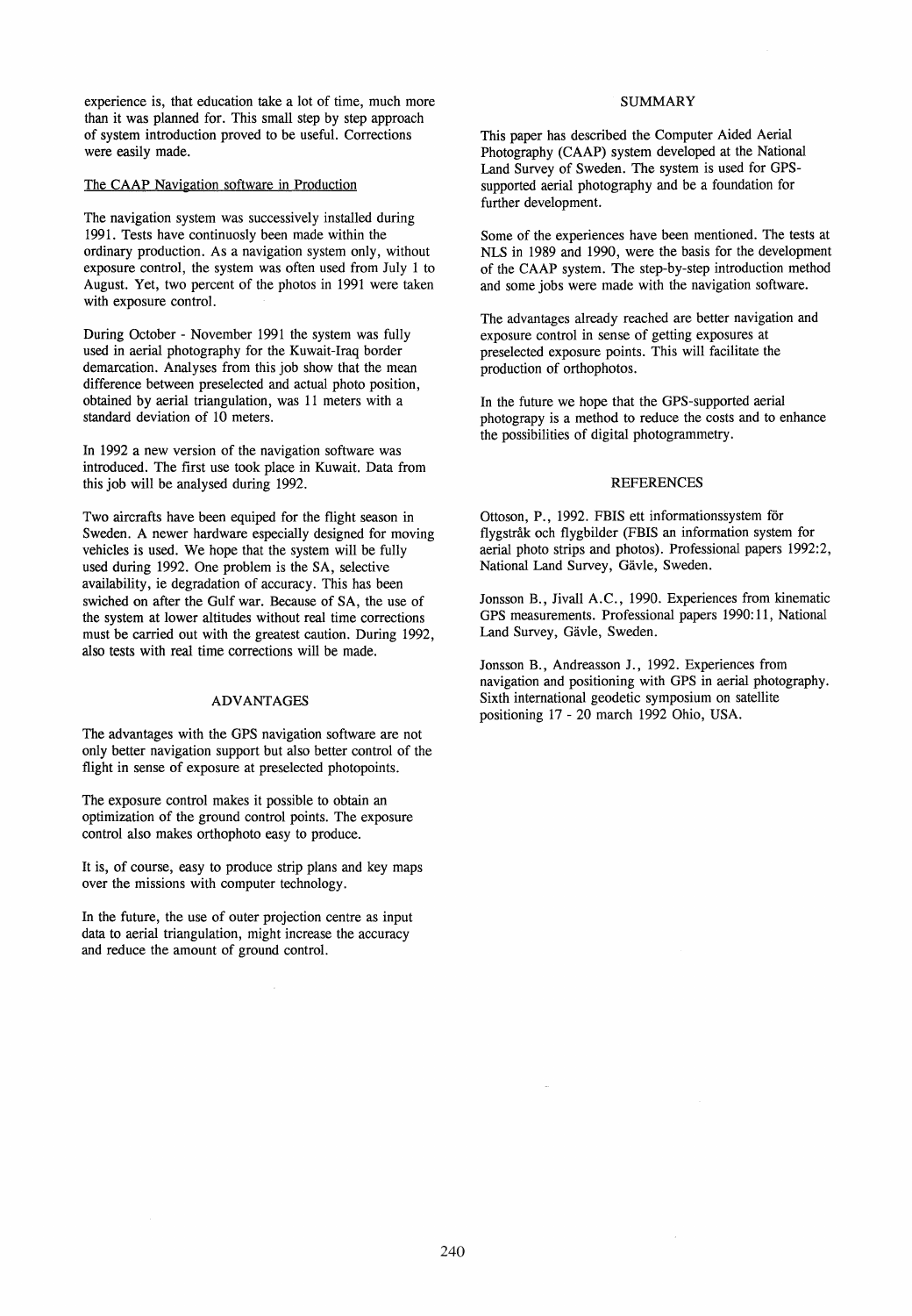experience is, that education take a lot of time, much more than it was planned for. This small step by step approach of system introduction proved to be useful. Corrections were easily made.

The CAAP Navigation software in Production

The navigation system was successively installed during 1991. Tests have continuosly been made within the ordinary production. As a navigation system only, without exposure control, the system was often used from July 1 to August. Yet, two percent of the photos in 1991 were taken with exposure control.

During October - November 1991 the system was fully used in aerial photography for the Kuwait-Iraq border demarcation. Analyses from this job show that the mean difference between preselected and actual photo position, obtained by aerial triangulation, was 11 meters with a standard deviation of 10 meters.

In 1992 a new version of the navigation software was introduced. The first use took place in Kuwait. Data from this job will be analysed during 1992.

Two aircrafts have been equiped for the flight season in Sweden. A newer hardware especially designed for moving vehicles is used. We hope that the system will be fully used during 1992. One problem is the SA, selective availability, ie degradation of accuracy. This has been swiched on after the Gulf war. Because of SA, the use of the system at lower altitudes without real time corrections must be carried out with the greatest caution. During 1992, also tests with real time corrections will be made.

## ADVANTAGES

The advantages with the GPS navigation software are not only better navigation support but also better control of the flight in sense of exposure at preselected photopoints.

The exposure control makes it possible to obtain an optimization of the ground control points. The exposure control also makes orthophoto easy to produce.

It is, of course, easy to produce strip plans and key maps over the missions with computer technology.

In the future, the use of outer projection centre as input data to aerial triangulation, might increase the accuracy and reduce the amount of ground control.

## SUMMARY

This paper has described the Computer Aided Aerial Photography (CAAP) system developed at the National Land Survey of Sweden. The system is used for GPS-supported aerial photography and be a foundation for further development.

Some of the experiences have been mentioned. The tests at NLS in 1989 and 1990, were the basis for the development of the CAAP system. The step-by-step introduction method and some jobs were made with the navigation software.

The advantages already reached are better navigation and exposure control in sense of getting exposures at preselected exposure points. This will facilitate the production of orthophotos.

In the future we hope that the GPS-supported aerial photograpy is a method to reduce the costs and to enhance the possibilities of digital photogrammetry.

## REFERENCES

Ottoson, P., 1992. FBIS ett informationssystem för flygstråk och flygbilder (FBIS an information system for aerial photo strips and photos). Professional papers 1992:2, National Land Survey, Gävle, Sweden.

Jonsson B., Jivall A.C., 1990. Experiences from kinematic GPS measurements. Professional papers 1990:11, National Land Survey, Gävle, Sweden.

Jonsson B., Andreasson J., 1992. Experiences from navigation and positioning with GPS in aerial photography. Sixth international geodetic symposium on satellite positioning 17 - 20 march 1992 Ohio, USA.